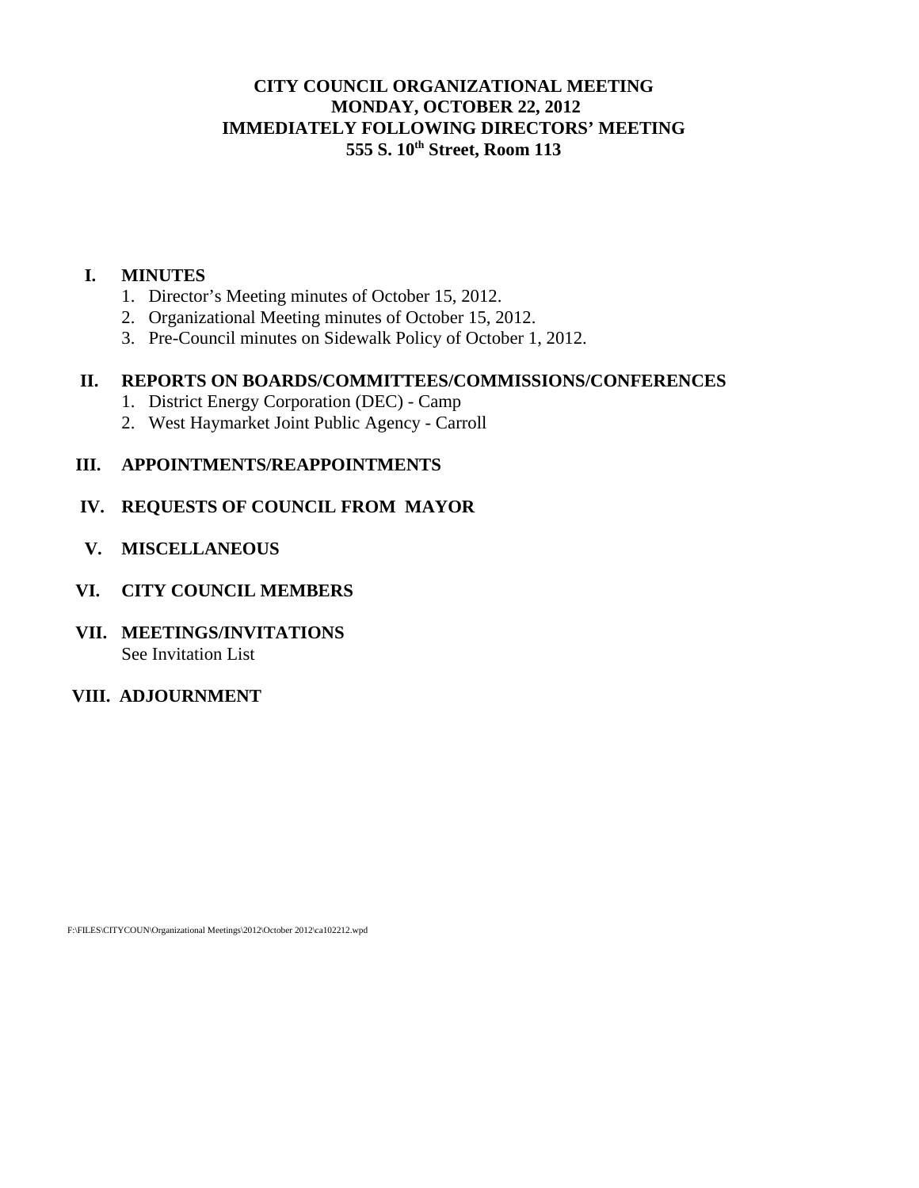# CITY COUNCIL ORGANIZATIONAL MEETING
## MONDAY, OCTOBER 22, 2012
## IMMEDIATELY FOLLOWING DIRECTORS' MEETING
## 555 S. 10th Street, Room 113

**I. MINUTES**

1. Director's Meeting minutes of October 15, 2012.
2. Organizational Meeting minutes of October 15, 2012.
3. Pre-Council minutes on Sidewalk Policy of October 1, 2012.

**II. REPORTS ON BOARDS/COMMITTEES/COMMISSIONS/CONFERENCES**

1. District Energy Corporation (DEC) - Camp
2. West Haymarket Joint Public Agency - Carroll

**III. APPOINTMENTS/REAPPOINTMENTS**

**IV. REQUESTS OF COUNCIL FROM MAYOR**

**V. MISCELLANEOUS**

**VI. CITY COUNCIL MEMBERS**

**VII. MEETINGS/INVITATIONS**

See Invitation List

**VIII. ADJOURNMENT**

F:\FILES\CITYCOUN\Organizational Meetings\2012\October 2012\ca102212.wpd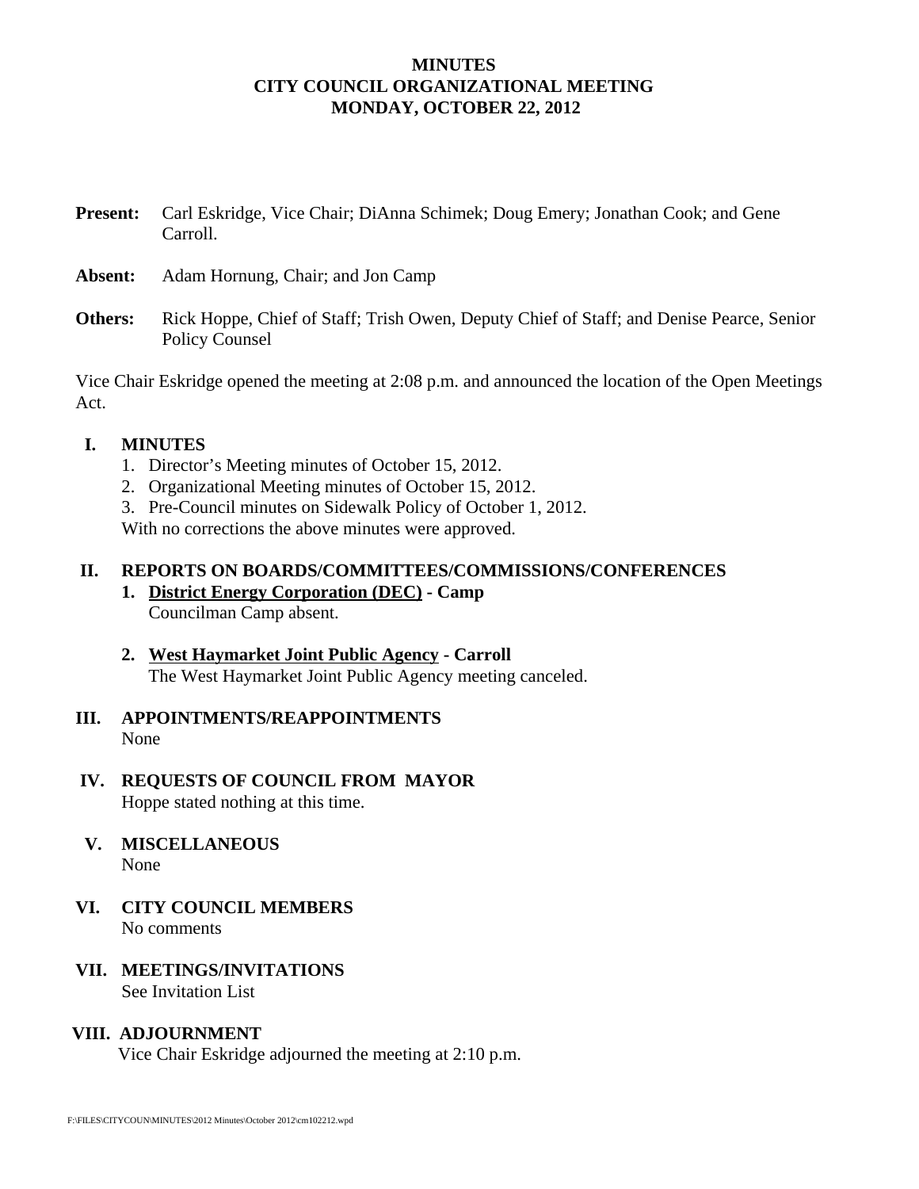# MINUTES
# CITY COUNCIL ORGANIZATIONAL MEETING
# MONDAY, OCTOBER 22, 2012

**Present:** Carl Eskridge, Vice Chair; DiAnna Schimek; Doug Emery; Jonathan Cook; and Gene Carroll.

**Absent:** Adam Hornung, Chair; and Jon Camp

**Others:** Rick Hoppe, Chief of Staff; Trish Owen, Deputy Chief of Staff; and Denise Pearce, Senior Policy Counsel

Vice Chair Eskridge opened the meeting at 2:08 p.m. and announced the location of the Open Meetings Act.

## I. MINUTES

1. Director's Meeting minutes of October 15, 2012.
2. Organizational Meeting minutes of October 15, 2012.
3. Pre-Council minutes on Sidewalk Policy of October 1, 2012.

With no corrections the above minutes were approved.

## II. REPORTS ON BOARDS/COMMITTEES/COMMISSIONS/CONFERENCES

1. **District Energy Corporation (DEC) - Camp**
   Councilman Camp absent.

2. **West Haymarket Joint Public Agency - Carroll**
   The West Haymarket Joint Public Agency meeting canceled.

## III. APPOINTMENTS/REAPPOINTMENTS

None

## IV. REQUESTS OF COUNCIL FROM MAYOR

Hoppe stated nothing at this time.

## V. MISCELLANEOUS

None

## VI. CITY COUNCIL MEMBERS

No comments

## VII. MEETINGS/INVITATIONS

See Invitation List

## VIII. ADJOURNMENT

Vice Chair Eskridge adjourned the meeting at 2:10 p.m.

F:\FILES\CITYCOUN\MINUTES\2012 Minutes\October 2012\cm102212.wpd